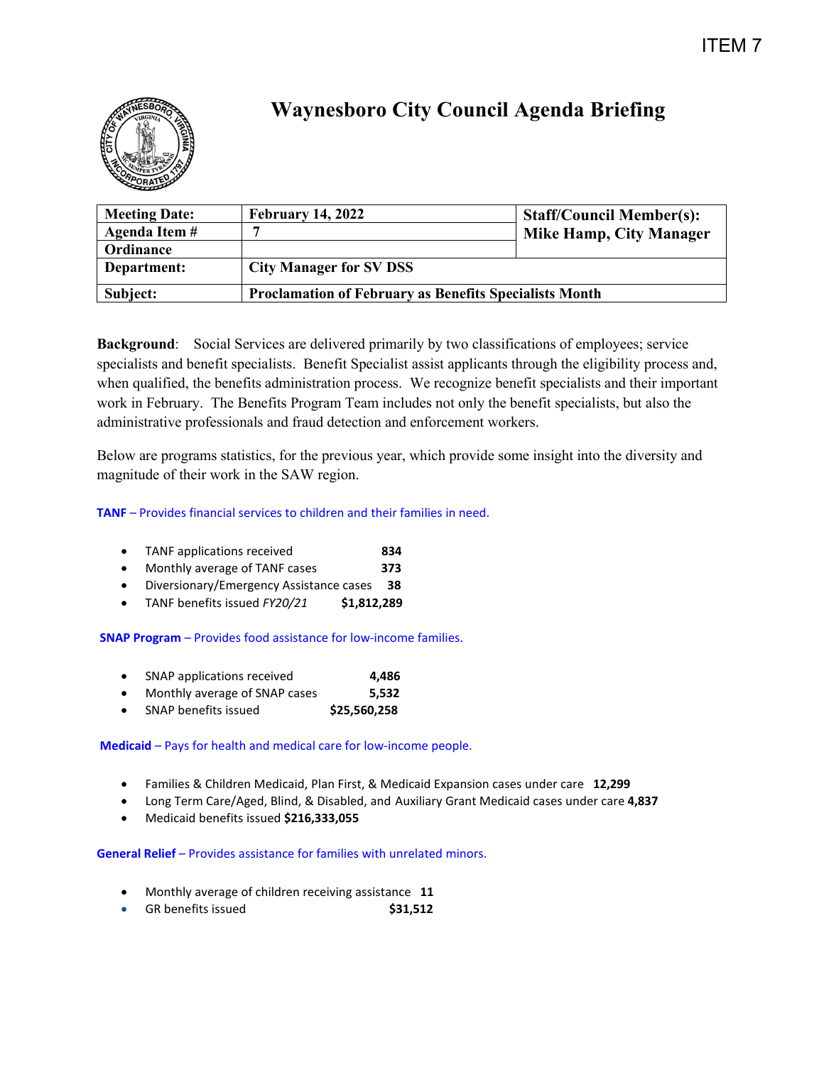ITEM 7

# Waynesboro City Council Agenda Briefing

| Meeting Date: | February 14, 2022 | Staff/Council Member(s): Mike Hamp, City Manager |
|---|---|---|
| Agenda Item # | 7 | |
| Ordinance | | |
| Department: | City Manager for SV DSS | |
| Subject: | Proclamation of February as Benefits Specialists Month | |

**Background**: Social Services are delivered primarily by two classifications of employees; service specialists and benefit specialists. Benefit Specialist assist applicants through the eligibility process and, when qualified, the benefits administration process. We recognize benefit specialists and their important work in February. The Benefits Program Team includes not only the benefit specialists, but also the administrative professionals and fraud detection and enforcement workers.

Below are programs statistics, for the previous year, which provide some insight into the diversity and magnitude of their work in the SAW region.

**TANF** – Provides financial services to children and their families in need.

- TANF applications received **834**
- Monthly average of TANF cases **373**
- Diversionary/Emergency Assistance cases **38**
- TANF benefits issued *FY20/21* **$1,812,289**

**SNAP Program** – Provides food assistance for low-income families.

- SNAP applications received **4,486**
- Monthly average of SNAP cases **5,532**
- SNAP benefits issued **$25,560,258**

**Medicaid** – Pays for health and medical care for low-income people.

- Families & Children Medicaid, Plan First, & Medicaid Expansion cases under care **12,299**
- Long Term Care/Aged, Blind, & Disabled, and Auxiliary Grant Medicaid cases under care **4,837**
- Medicaid benefits issued **$216,333,055**

**General Relief** – Provides assistance for families with unrelated minors.

- Monthly average of children receiving assistance **11**
- GR benefits issued **$31,512**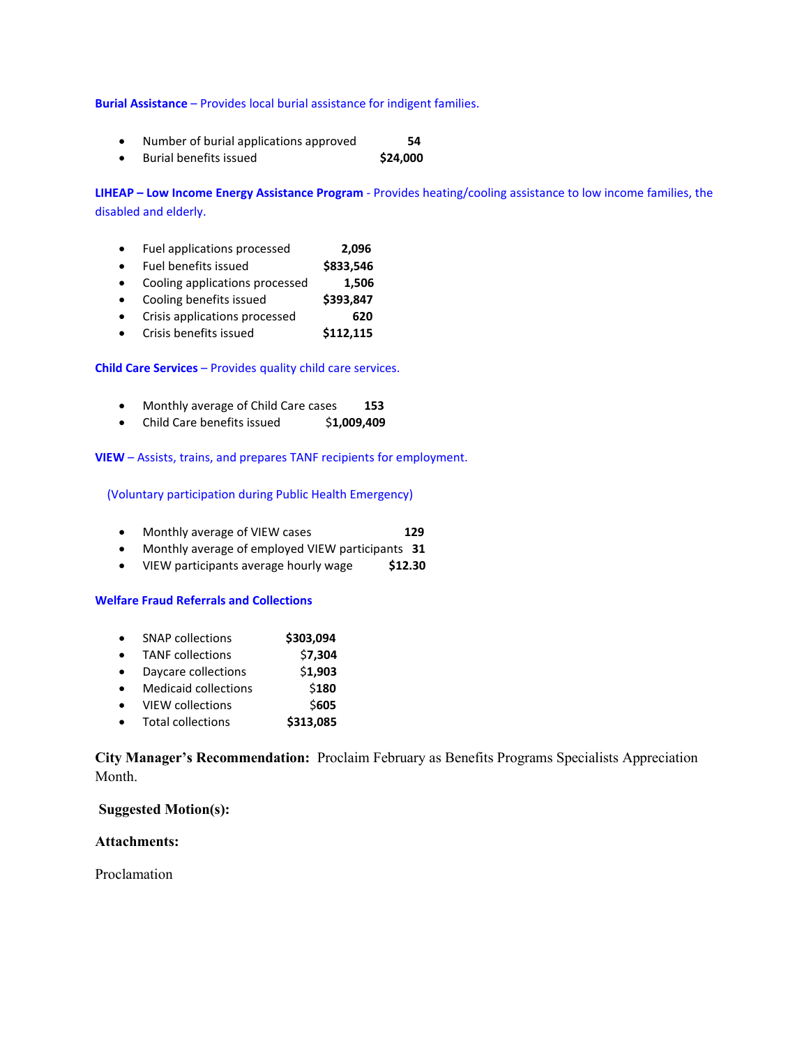**Burial Assistance** – Provides local burial assistance for indigent families.

- Number of burial applications approved **54**
- Burial benefits issued **$24,000**

**LIHEAP – Low Income Energy Assistance Program** - Provides heating/cooling assistance to low income families, the disabled and elderly.

- Fuel applications processed **2,096**
- Fuel benefits issued **$833,546**
- Cooling applications processed **1,506**
- Cooling benefits issued **$393,847**
- Crisis applications processed **620**
- Crisis benefits issued **$112,115**

**Child Care Services** – Provides quality child care services.

- Monthly average of Child Care cases **153**
- Child Care benefits issued $**1,009,409**

**VIEW** – Assists, trains, and prepares TANF recipients for employment.

(Voluntary participation during Public Health Emergency)

- Monthly average of VIEW cases **129**
- Monthly average of employed VIEW participants **31**
- VIEW participants average hourly wage **$12.30**

**Welfare Fraud Referrals and Collections**

- SNAP collections **$303,094**
- TANF collections $**7,304**
- Daycare collections $**1,903**
- Medicaid collections $**180**
- VIEW collections $**605**
- Total collections **$313,085**

**City Manager's Recommendation:** Proclaim February as Benefits Programs Specialists Appreciation Month.

**Suggested Motion(s):**

**Attachments:**

Proclamation